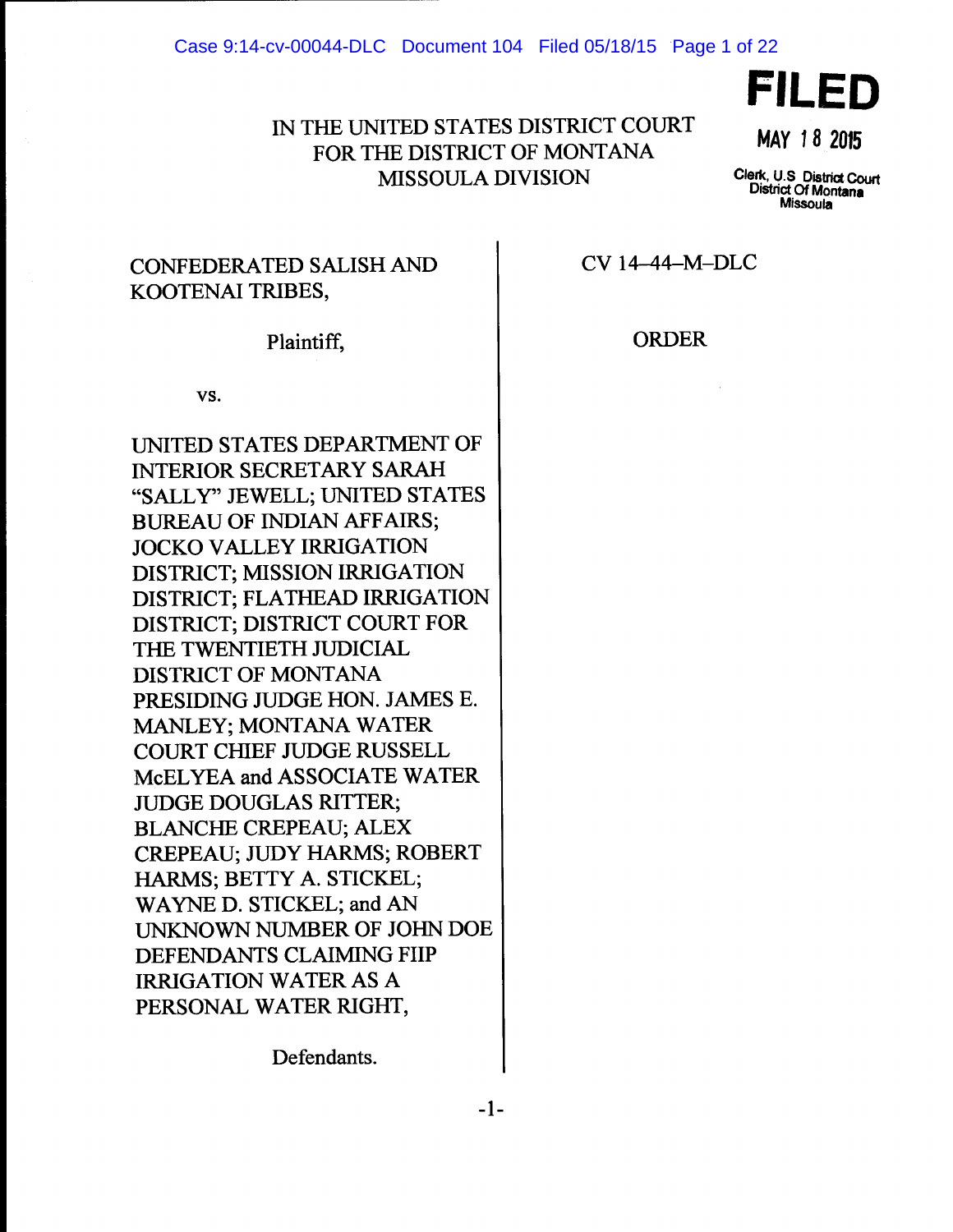IN THE UNITED STATES DISTRICT COURT
FOR THE DISTRICT OF MONTANA
MISSOULA DIVISION

**FILED**

MAY 18 2015

Clerk, U.S District Court
District Of Montana
Missoula

CONFEDERATED SALISH AND KOOTENAI TRIBES,

Plaintiff,

vs.

UNITED STATES DEPARTMENT OF INTERIOR SECRETARY SARAH "SALLY" JEWELL; UNITED STATES BUREAU OF INDIAN AFFAIRS; JOCKO VALLEY IRRIGATION DISTRICT; MISSION IRRIGATION DISTRICT; FLATHEAD IRRIGATION DISTRICT; DISTRICT COURT FOR THE TWENTIETH JUDICIAL DISTRICT OF MONTANA PRESIDING JUDGE HON. JAMES E. MANLEY; MONTANA WATER COURT CHIEF JUDGE RUSSELL McELYEA and ASSOCIATE WATER JUDGE DOUGLAS RITTER; BLANCHE CREPEAU; ALEX CREPEAU; JUDY HARMS; ROBERT HARMS; BETTY A. STICKEL; WAYNE D. STICKEL; and AN UNKNOWN NUMBER OF JOHN DOE DEFENDANTS CLAIMING FIIP IRRIGATION WATER AS A PERSONAL WATER RIGHT,

Defendants.

CV 14–44–M–DLC

ORDER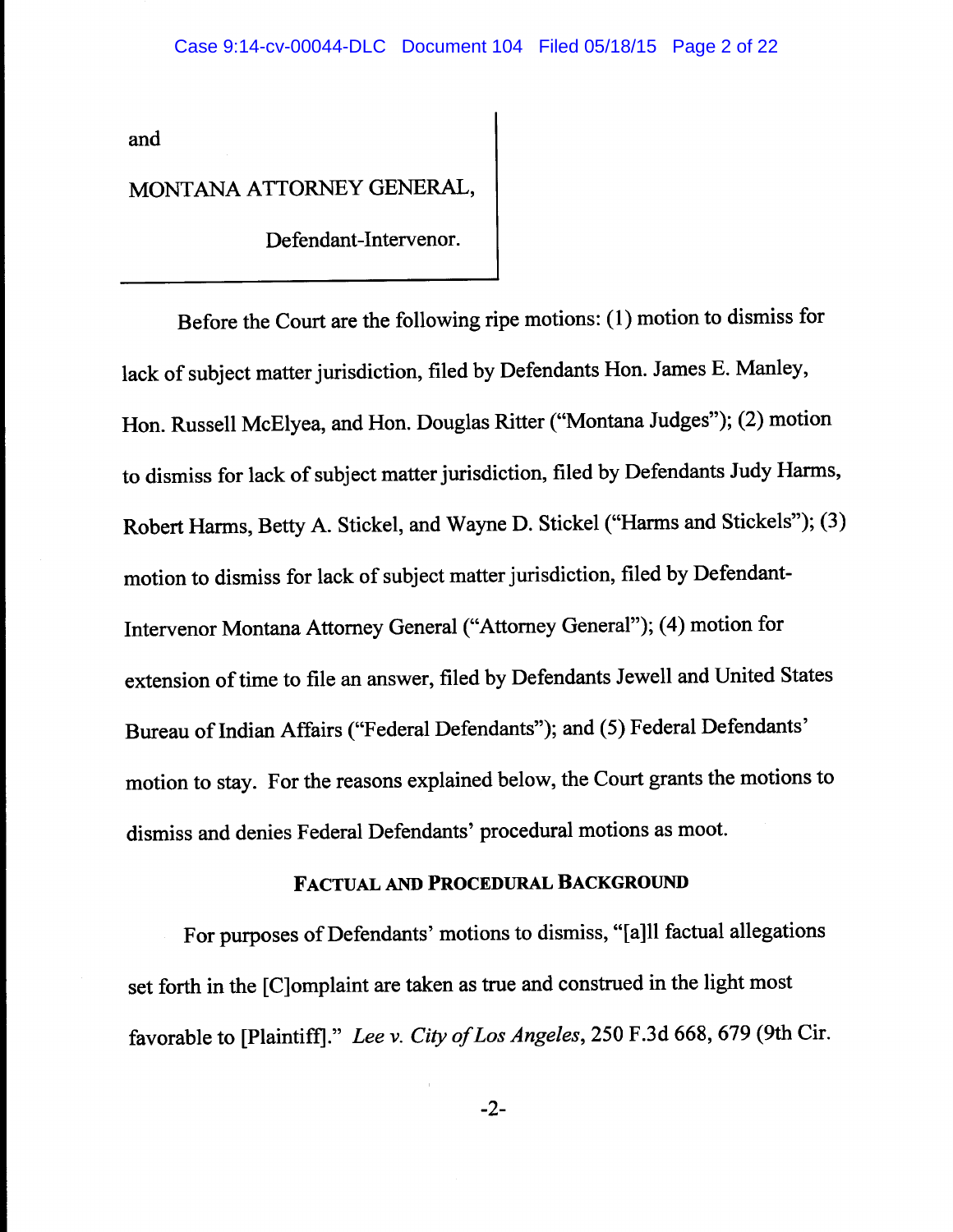and

MONTANA ATTORNEY GENERAL,

Defendant-Intervenor.

Before the Court are the following ripe motions: (1) motion to dismiss for lack of subject matter jurisdiction, filed by Defendants Hon. James E. Manley, Hon. Russell McElyea, and Hon. Douglas Ritter ("Montana Judges"); (2) motion to dismiss for lack of subject matter jurisdiction, filed by Defendants Judy Harms, Robert Harms, Betty A. Stickel, and Wayne D. Stickel ("Harms and Stickels"); (3) motion to dismiss for lack of subject matter jurisdiction, filed by Defendant-Intervenor Montana Attorney General ("Attorney General"); (4) motion for extension of time to file an answer, filed by Defendants Jewell and United States Bureau of Indian Affairs ("Federal Defendants"); and (5) Federal Defendants' motion to stay. For the reasons explained below, the Court grants the motions to dismiss and denies Federal Defendants' procedural motions as moot.

## FACTUAL AND PROCEDURAL BACKGROUND

For purposes of Defendants' motions to dismiss, "[a]ll factual allegations set forth in the [C]omplaint are taken as true and construed in the light most favorable to [Plaintiff]." *Lee v. City of Los Angeles*, 250 F.3d 668, 679 (9th Cir.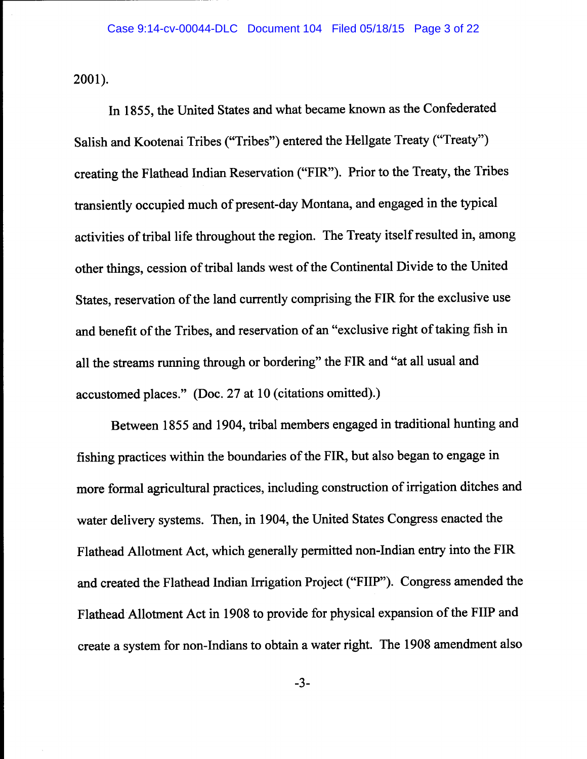2001).

In 1855, the United States and what became known as the Confederated Salish and Kootenai Tribes ("Tribes") entered the Hellgate Treaty ("Treaty") creating the Flathead Indian Reservation ("FIR"). Prior to the Treaty, the Tribes transiently occupied much of present-day Montana, and engaged in the typical activities of tribal life throughout the region. The Treaty itself resulted in, among other things, cession of tribal lands west of the Continental Divide to the United States, reservation of the land currently comprising the FIR for the exclusive use and benefit of the Tribes, and reservation of an "exclusive right of taking fish in all the streams running through or bordering" the FIR and "at all usual and accustomed places." (Doc. 27 at 10 (citations omitted).)

Between 1855 and 1904, tribal members engaged in traditional hunting and fishing practices within the boundaries of the FIR, but also began to engage in more formal agricultural practices, including construction of irrigation ditches and water delivery systems. Then, in 1904, the United States Congress enacted the Flathead Allotment Act, which generally permitted non-Indian entry into the FIR and created the Flathead Indian Irrigation Project ("FIIP"). Congress amended the Flathead Allotment Act in 1908 to provide for physical expansion of the FIIP and create a system for non-Indians to obtain a water right. The 1908 amendment also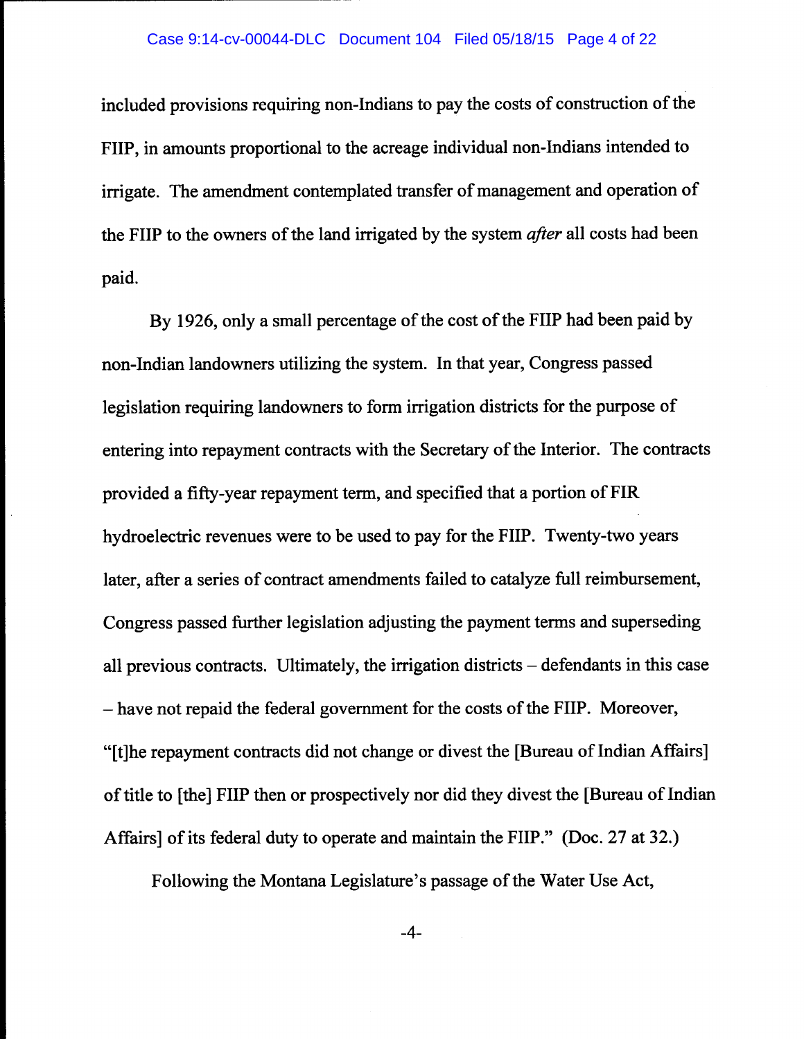included provisions requiring non-Indians to pay the costs of construction of the FIIP, in amounts proportional to the acreage individual non-Indians intended to irrigate. The amendment contemplated transfer of management and operation of the FIIP to the owners of the land irrigated by the system *after* all costs had been paid.

By 1926, only a small percentage of the cost of the FIIP had been paid by non-Indian landowners utilizing the system. In that year, Congress passed legislation requiring landowners to form irrigation districts for the purpose of entering into repayment contracts with the Secretary of the Interior. The contracts provided a fifty-year repayment term, and specified that a portion of FIR hydroelectric revenues were to be used to pay for the FIIP. Twenty-two years later, after a series of contract amendments failed to catalyze full reimbursement, Congress passed further legislation adjusting the payment terms and superseding all previous contracts. Ultimately, the irrigation districts – defendants in this case – have not repaid the federal government for the costs of the FIIP. Moreover, "[t]he repayment contracts did not change or divest the [Bureau of Indian Affairs] of title to [the] FIIP then or prospectively nor did they divest the [Bureau of Indian Affairs] of its federal duty to operate and maintain the FIIP." (Doc. 27 at 32.)

Following the Montana Legislature's passage of the Water Use Act,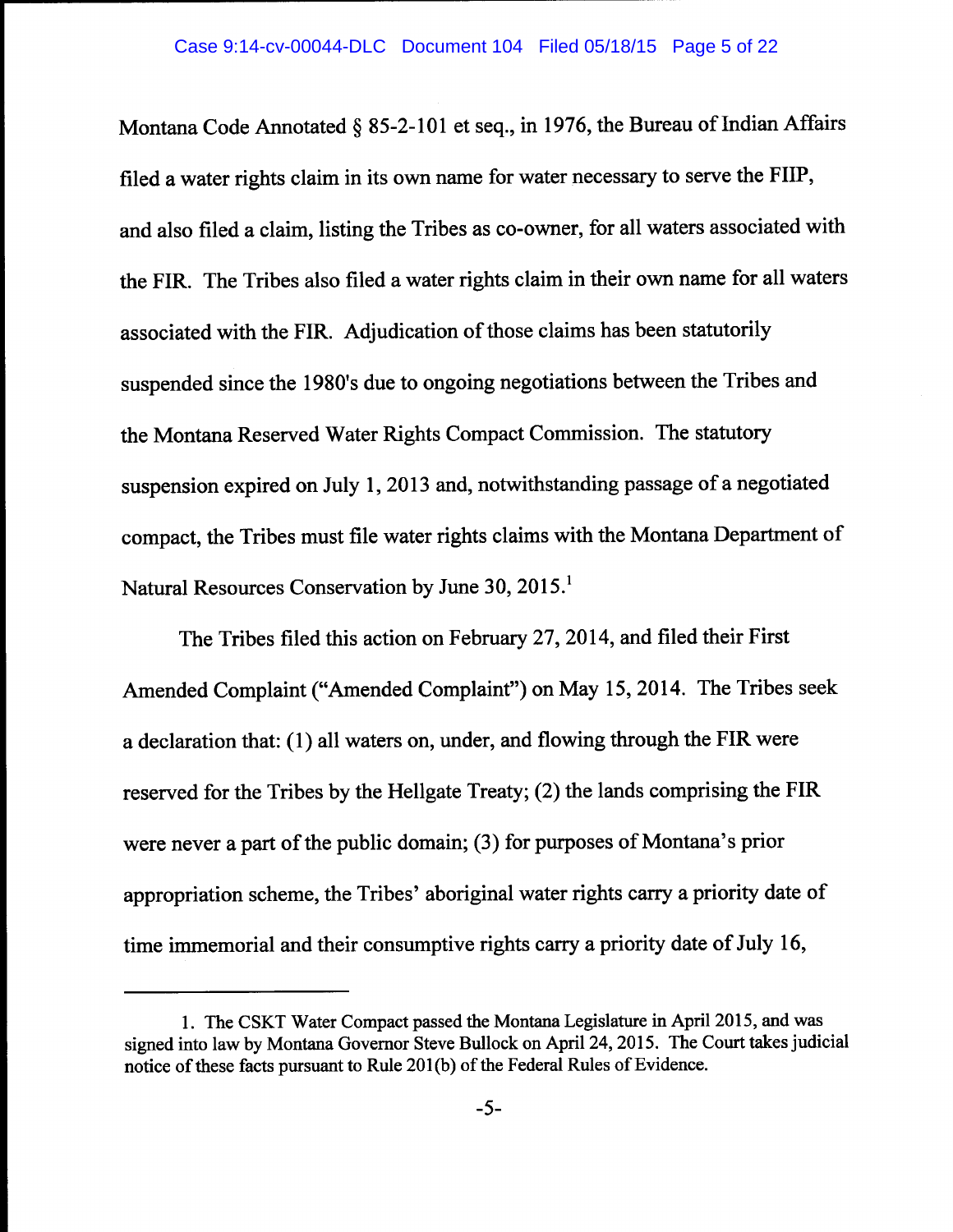Montana Code Annotated § 85-2-101 et seq., in 1976, the Bureau of Indian Affairs filed a water rights claim in its own name for water necessary to serve the FIIP, and also filed a claim, listing the Tribes as co-owner, for all waters associated with the FIR. The Tribes also filed a water rights claim in their own name for all waters associated with the FIR. Adjudication of those claims has been statutorily suspended since the 1980's due to ongoing negotiations between the Tribes and the Montana Reserved Water Rights Compact Commission. The statutory suspension expired on July 1, 2013 and, notwithstanding passage of a negotiated compact, the Tribes must file water rights claims with the Montana Department of Natural Resources Conservation by June 30, 2015.[1]

The Tribes filed this action on February 27, 2014, and filed their First Amended Complaint ("Amended Complaint") on May 15, 2014. The Tribes seek a declaration that: (1) all waters on, under, and flowing through the FIR were reserved for the Tribes by the Hellgate Treaty; (2) the lands comprising the FIR were never a part of the public domain; (3) for purposes of Montana's prior appropriation scheme, the Tribes' aboriginal water rights carry a priority date of time immemorial and their consumptive rights carry a priority date of July 16,

---

1. The CSKT Water Compact passed the Montana Legislature in April 2015, and was signed into law by Montana Governor Steve Bullock on April 24, 2015. The Court takes judicial notice of these facts pursuant to Rule 201(b) of the Federal Rules of Evidence.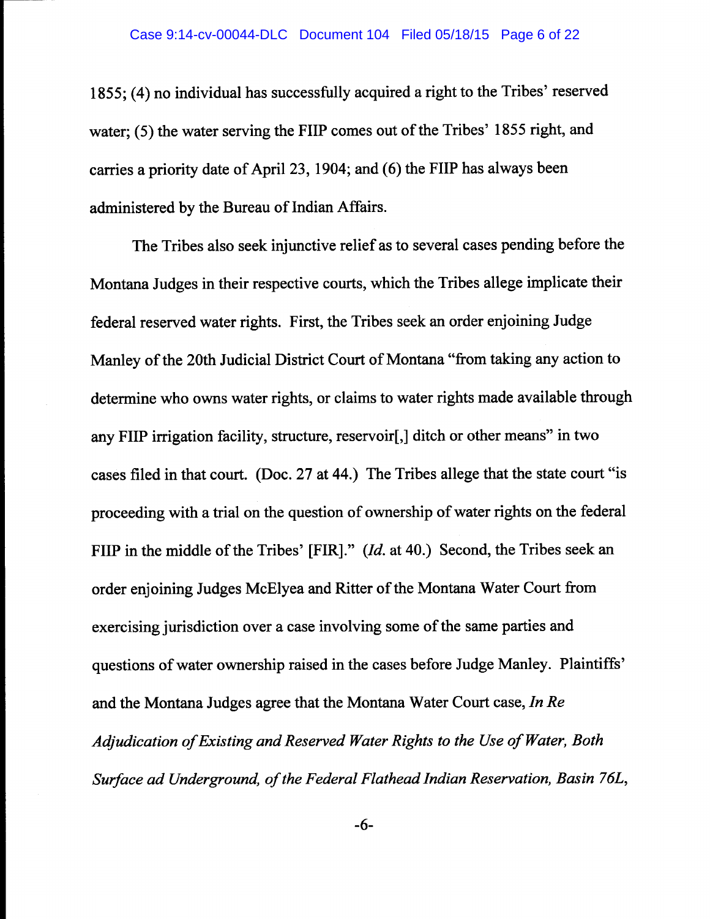1855; (4) no individual has successfully acquired a right to the Tribes' reserved water; (5) the water serving the FIIP comes out of the Tribes' 1855 right, and carries a priority date of April 23, 1904; and (6) the FIIP has always been administered by the Bureau of Indian Affairs.

The Tribes also seek injunctive relief as to several cases pending before the Montana Judges in their respective courts, which the Tribes allege implicate their federal reserved water rights. First, the Tribes seek an order enjoining Judge Manley of the 20th Judicial District Court of Montana "from taking any action to determine who owns water rights, or claims to water rights made available through any FIIP irrigation facility, structure, reservoir[,] ditch or other means" in two cases filed in that court. (Doc. 27 at 44.) The Tribes allege that the state court "is proceeding with a trial on the question of ownership of water rights on the federal FIIP in the middle of the Tribes' [FIR]." (*Id.* at 40.) Second, the Tribes seek an order enjoining Judges McElyea and Ritter of the Montana Water Court from exercising jurisdiction over a case involving some of the same parties and questions of water ownership raised in the cases before Judge Manley. Plaintiffs' and the Montana Judges agree that the Montana Water Court case, *In Re Adjudication of Existing and Reserved Water Rights to the Use of Water, Both Surface ad Underground, of the Federal Flathead Indian Reservation, Basin 76L,*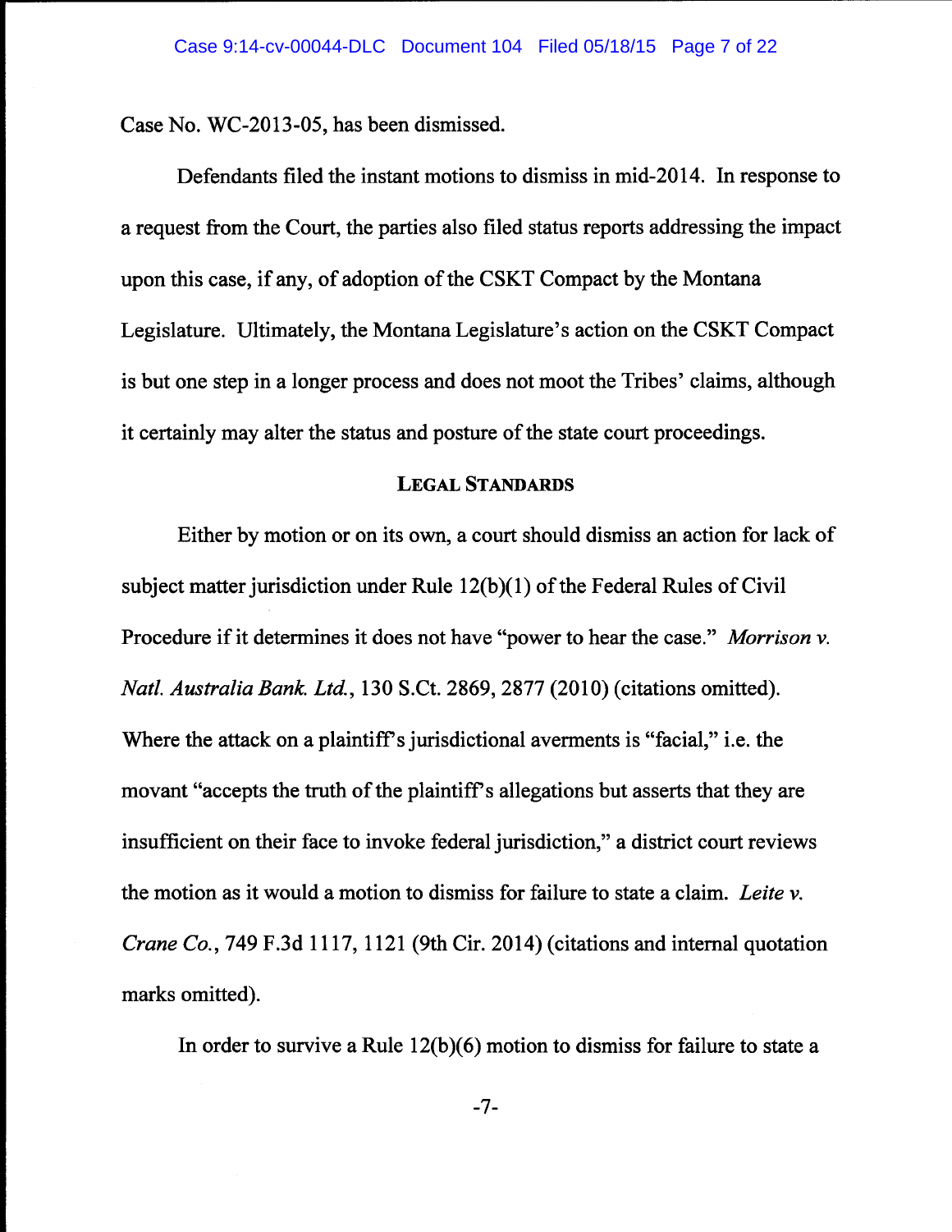Case No. WC-2013-05, has been dismissed.

Defendants filed the instant motions to dismiss in mid-2014. In response to a request from the Court, the parties also filed status reports addressing the impact upon this case, if any, of adoption of the CSKT Compact by the Montana Legislature. Ultimately, the Montana Legislature's action on the CSKT Compact is but one step in a longer process and does not moot the Tribes' claims, although it certainly may alter the status and posture of the state court proceedings.

## LEGAL STANDARDS

Either by motion or on its own, a court should dismiss an action for lack of subject matter jurisdiction under Rule 12(b)(1) of the Federal Rules of Civil Procedure if it determines it does not have "power to hear the case." *Morrison v. Natl. Australia Bank. Ltd.*, 130 S.Ct. 2869, 2877 (2010) (citations omitted). Where the attack on a plaintiff's jurisdictional averments is "facial," i.e. the movant "accepts the truth of the plaintiff's allegations but asserts that they are insufficient on their face to invoke federal jurisdiction," a district court reviews the motion as it would a motion to dismiss for failure to state a claim. *Leite v. Crane Co.*, 749 F.3d 1117, 1121 (9th Cir. 2014) (citations and internal quotation marks omitted).

In order to survive a Rule 12(b)(6) motion to dismiss for failure to state a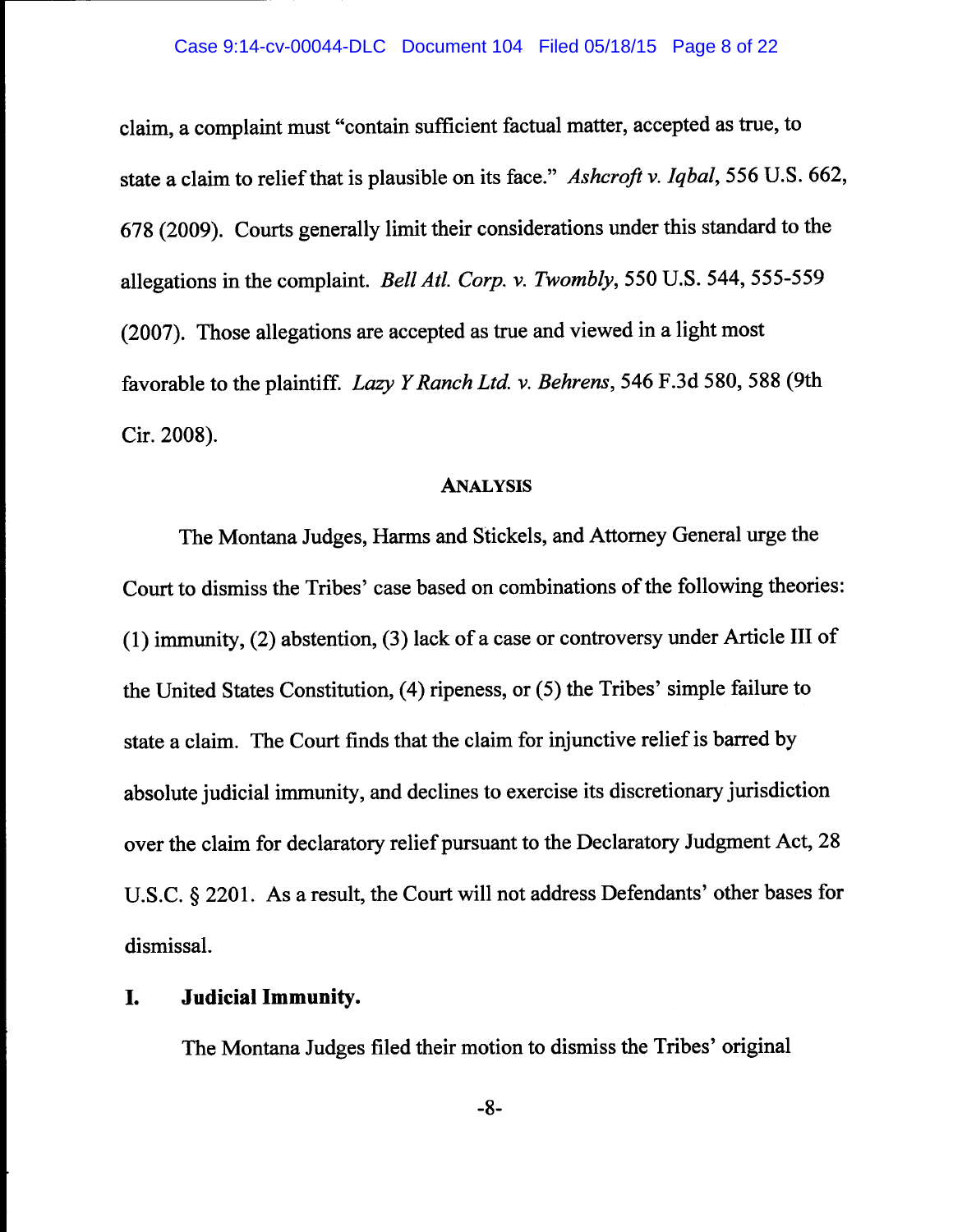claim, a complaint must "contain sufficient factual matter, accepted as true, to state a claim to relief that is plausible on its face." *Ashcroft v. Iqbal*, 556 U.S. 662, 678 (2009). Courts generally limit their considerations under this standard to the allegations in the complaint. *Bell Atl. Corp. v. Twombly*, 550 U.S. 544, 555-559 (2007). Those allegations are accepted as true and viewed in a light most favorable to the plaintiff. *Lazy Y Ranch Ltd. v. Behrens*, 546 F.3d 580, 588 (9th Cir. 2008).

## ANALYSIS

The Montana Judges, Harms and Stickels, and Attorney General urge the Court to dismiss the Tribes' case based on combinations of the following theories: (1) immunity, (2) abstention, (3) lack of a case or controversy under Article III of the United States Constitution, (4) ripeness, or (5) the Tribes' simple failure to state a claim. The Court finds that the claim for injunctive relief is barred by absolute judicial immunity, and declines to exercise its discretionary jurisdiction over the claim for declaratory relief pursuant to the Declaratory Judgment Act, 28 U.S.C. § 2201. As a result, the Court will not address Defendants' other bases for dismissal.

### I. Judicial Immunity.

The Montana Judges filed their motion to dismiss the Tribes' original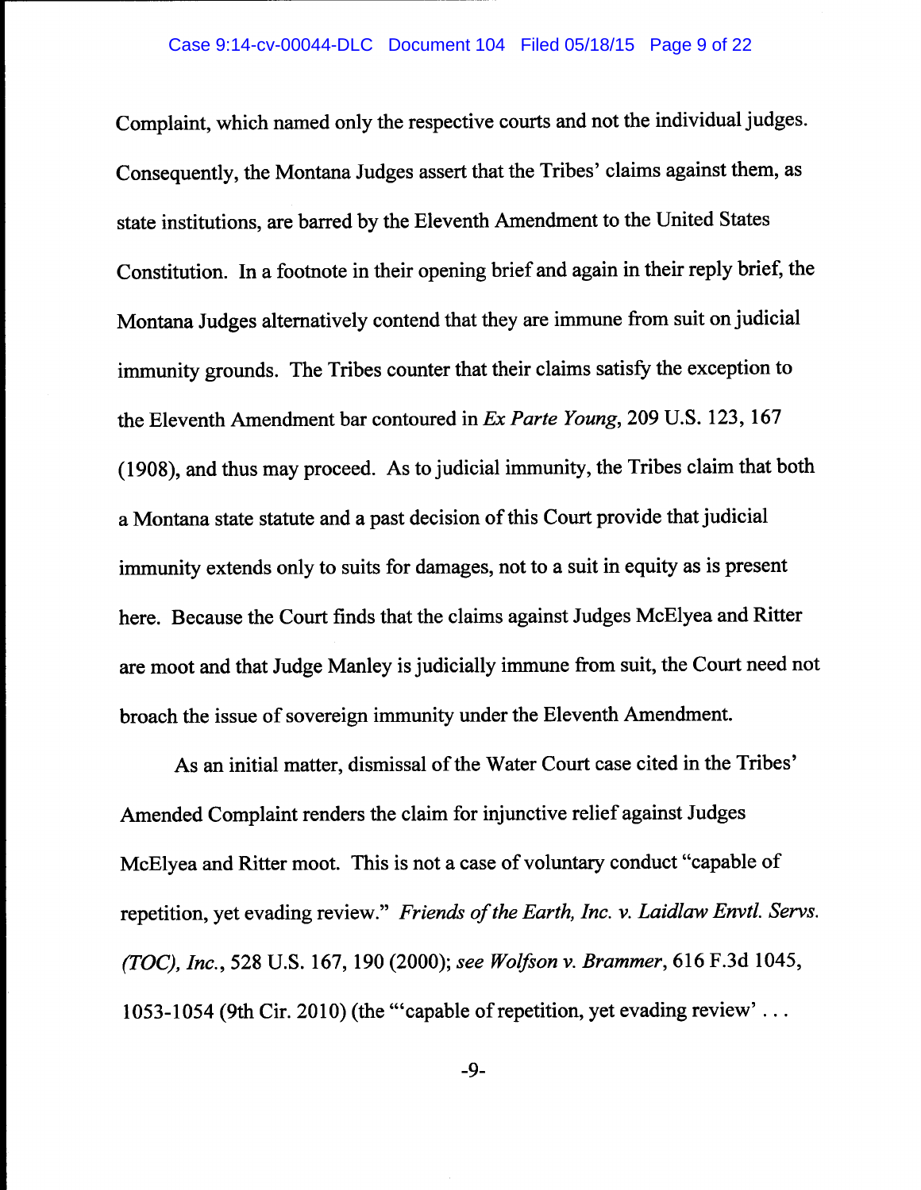Complaint, which named only the respective courts and not the individual judges. Consequently, the Montana Judges assert that the Tribes' claims against them, as state institutions, are barred by the Eleventh Amendment to the United States Constitution. In a footnote in their opening brief and again in their reply brief, the Montana Judges alternatively contend that they are immune from suit on judicial immunity grounds. The Tribes counter that their claims satisfy the exception to the Eleventh Amendment bar contoured in *Ex Parte Young*, 209 U.S. 123, 167 (1908), and thus may proceed. As to judicial immunity, the Tribes claim that both a Montana state statute and a past decision of this Court provide that judicial immunity extends only to suits for damages, not to a suit in equity as is present here. Because the Court finds that the claims against Judges McElyea and Ritter are moot and that Judge Manley is judicially immune from suit, the Court need not broach the issue of sovereign immunity under the Eleventh Amendment.

As an initial matter, dismissal of the Water Court case cited in the Tribes' Amended Complaint renders the claim for injunctive relief against Judges McElyea and Ritter moot. This is not a case of voluntary conduct "capable of repetition, yet evading review." *Friends of the Earth, Inc. v. Laidlaw Envtl. Servs. (TOC), Inc.*, 528 U.S. 167, 190 (2000); *see Wolfson v. Brammer*, 616 F.3d 1045, 1053-1054 (9th Cir. 2010) (the "'capable of repetition, yet evading review' . . .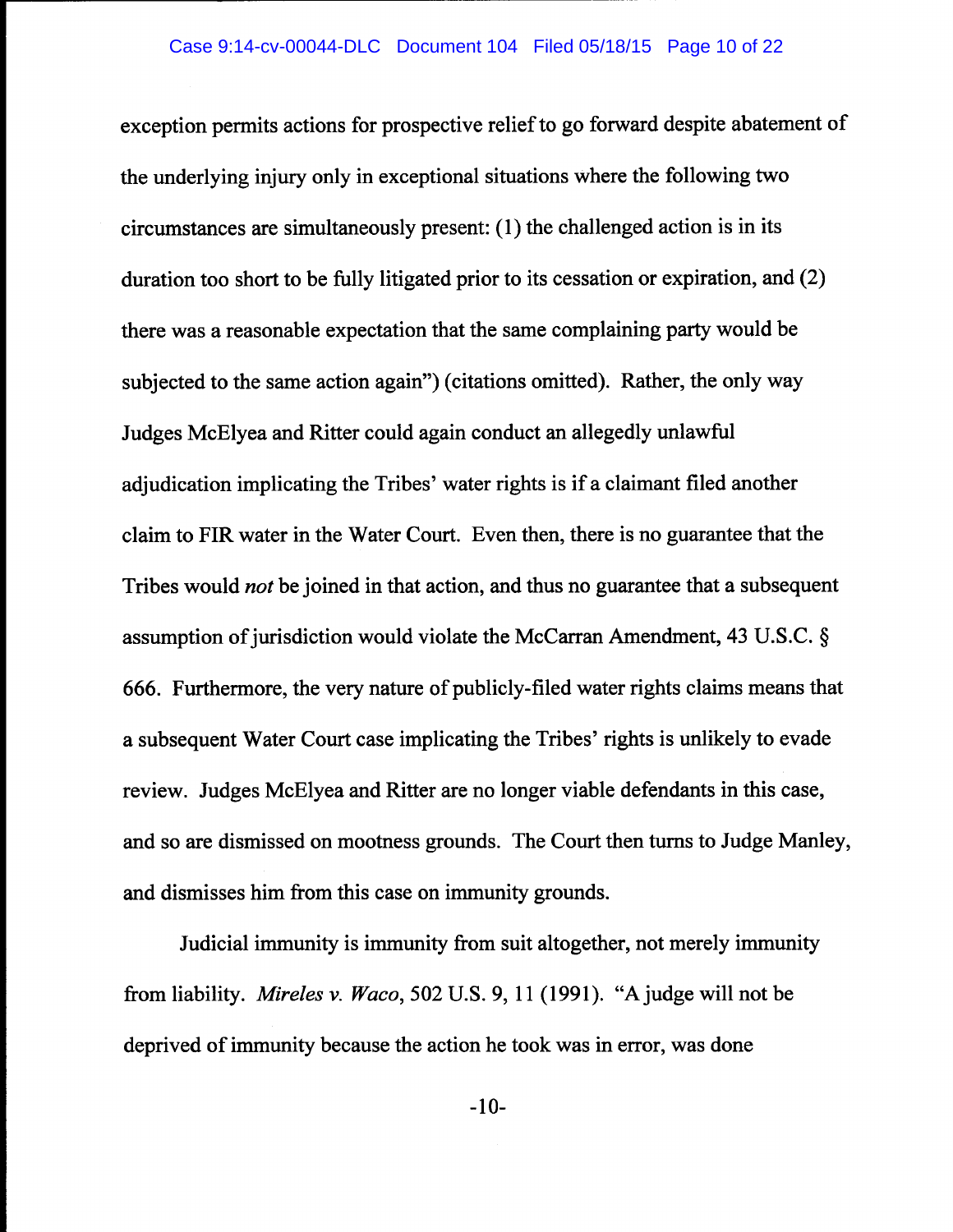exception permits actions for prospective relief to go forward despite abatement of the underlying injury only in exceptional situations where the following two circumstances are simultaneously present: (1) the challenged action is in its duration too short to be fully litigated prior to its cessation or expiration, and (2) there was a reasonable expectation that the same complaining party would be subjected to the same action again") (citations omitted). Rather, the only way Judges McElyea and Ritter could again conduct an allegedly unlawful adjudication implicating the Tribes' water rights is if a claimant filed another claim to FIR water in the Water Court. Even then, there is no guarantee that the Tribes would *not* be joined in that action, and thus no guarantee that a subsequent assumption of jurisdiction would violate the McCarran Amendment, 43 U.S.C. § 666. Furthermore, the very nature of publicly-filed water rights claims means that a subsequent Water Court case implicating the Tribes' rights is unlikely to evade review. Judges McElyea and Ritter are no longer viable defendants in this case, and so are dismissed on mootness grounds. The Court then turns to Judge Manley, and dismisses him from this case on immunity grounds.

Judicial immunity is immunity from suit altogether, not merely immunity from liability. *Mireles v. Waco*, 502 U.S. 9, 11 (1991). "A judge will not be deprived of immunity because the action he took was in error, was done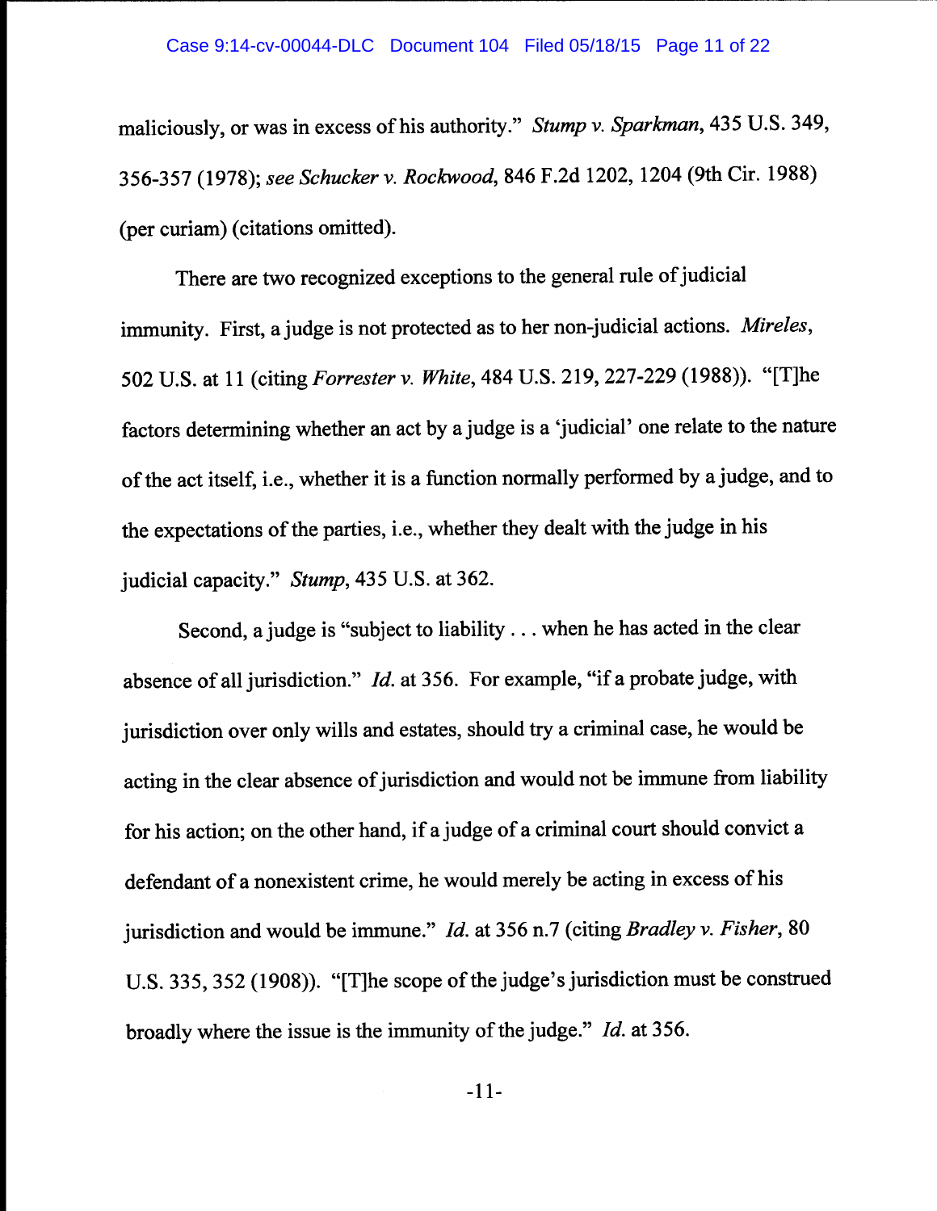maliciously, or was in excess of his authority." *Stump v. Sparkman*, 435 U.S. 349, 356-357 (1978); *see Schucker v. Rockwood*, 846 F.2d 1202, 1204 (9th Cir. 1988) (per curiam) (citations omitted).

There are two recognized exceptions to the general rule of judicial immunity. First, a judge is not protected as to her non-judicial actions. *Mireles*, 502 U.S. at 11 (citing *Forrester v. White*, 484 U.S. 219, 227-229 (1988)). "[T]he factors determining whether an act by a judge is a 'judicial' one relate to the nature of the act itself, i.e., whether it is a function normally performed by a judge, and to the expectations of the parties, i.e., whether they dealt with the judge in his judicial capacity." *Stump*, 435 U.S. at 362.

Second, a judge is "subject to liability . . . when he has acted in the clear absence of all jurisdiction." *Id.* at 356. For example, "if a probate judge, with jurisdiction over only wills and estates, should try a criminal case, he would be acting in the clear absence of jurisdiction and would not be immune from liability for his action; on the other hand, if a judge of a criminal court should convict a defendant of a nonexistent crime, he would merely be acting in excess of his jurisdiction and would be immune." *Id.* at 356 n.7 (citing *Bradley v. Fisher*, 80 U.S. 335, 352 (1908)). "[T]he scope of the judge's jurisdiction must be construed broadly where the issue is the immunity of the judge." *Id.* at 356.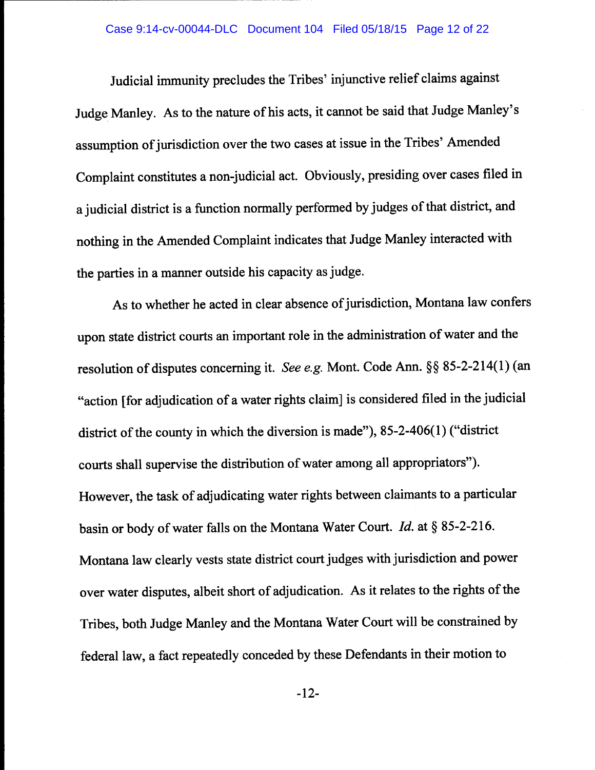Judicial immunity precludes the Tribes' injunctive relief claims against Judge Manley. As to the nature of his acts, it cannot be said that Judge Manley's assumption of jurisdiction over the two cases at issue in the Tribes' Amended Complaint constitutes a non-judicial act. Obviously, presiding over cases filed in a judicial district is a function normally performed by judges of that district, and nothing in the Amended Complaint indicates that Judge Manley interacted with the parties in a manner outside his capacity as judge.

As to whether he acted in clear absence of jurisdiction, Montana law confers upon state district courts an important role in the administration of water and the resolution of disputes concerning it. *See e.g.* Mont. Code Ann. §§ 85-2-214(1) (an "action [for adjudication of a water rights claim] is considered filed in the judicial district of the county in which the diversion is made"), 85-2-406(1) ("district courts shall supervise the distribution of water among all appropriators"). However, the task of adjudicating water rights between claimants to a particular basin or body of water falls on the Montana Water Court. *Id.* at § 85-2-216. Montana law clearly vests state district court judges with jurisdiction and power over water disputes, albeit short of adjudication. As it relates to the rights of the Tribes, both Judge Manley and the Montana Water Court will be constrained by federal law, a fact repeatedly conceded by these Defendants in their motion to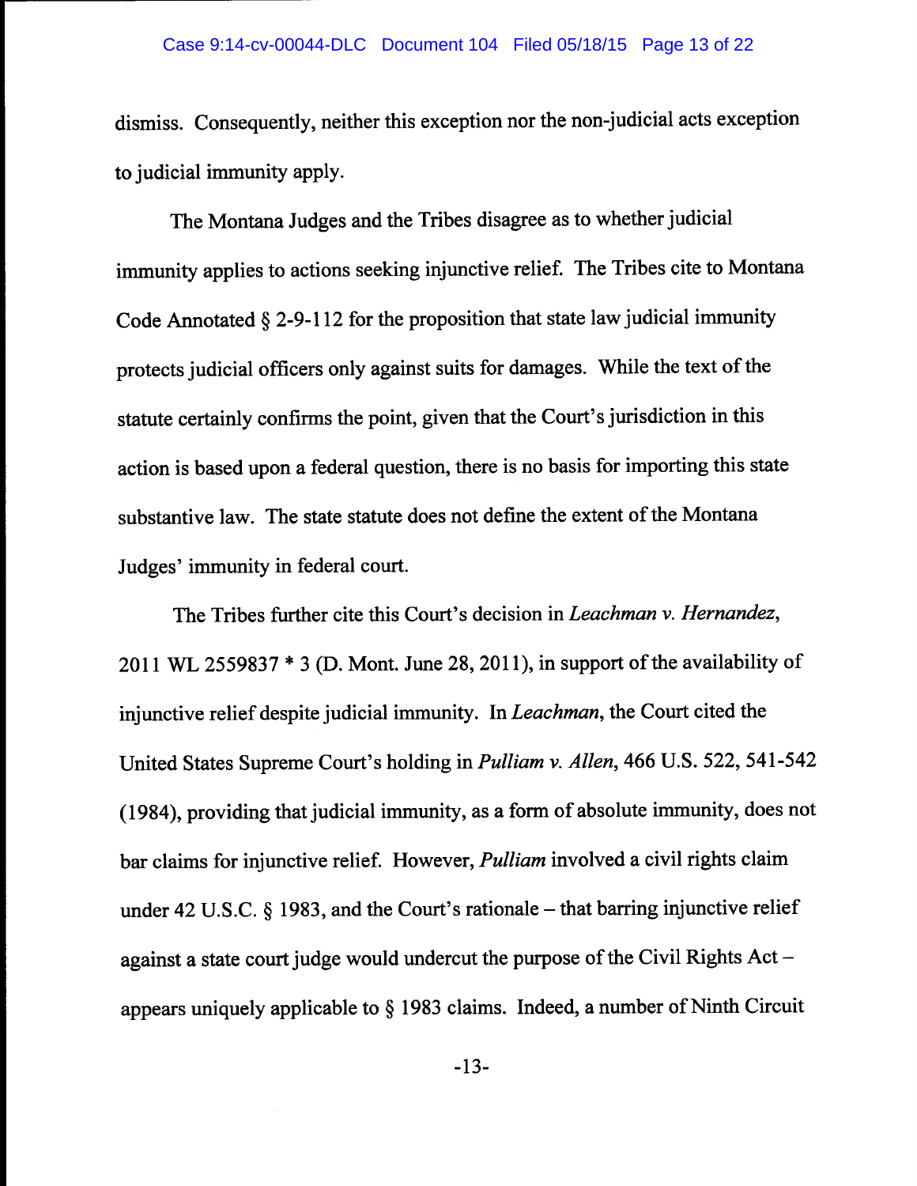dismiss. Consequently, neither this exception nor the non-judicial acts exception to judicial immunity apply.

The Montana Judges and the Tribes disagree as to whether judicial immunity applies to actions seeking injunctive relief. The Tribes cite to Montana Code Annotated § 2-9-112 for the proposition that state law judicial immunity protects judicial officers only against suits for damages. While the text of the statute certainly confirms the point, given that the Court's jurisdiction in this action is based upon a federal question, there is no basis for importing this state substantive law. The state statute does not define the extent of the Montana Judges' immunity in federal court.

The Tribes further cite this Court's decision in *Leachman v. Hernandez*, 2011 WL 2559837 * 3 (D. Mont. June 28, 2011), in support of the availability of injunctive relief despite judicial immunity. In *Leachman*, the Court cited the United States Supreme Court's holding in *Pulliam v. Allen*, 466 U.S. 522, 541-542 (1984), providing that judicial immunity, as a form of absolute immunity, does not bar claims for injunctive relief. However, *Pulliam* involved a civil rights claim under 42 U.S.C. § 1983, and the Court's rationale – that barring injunctive relief against a state court judge would undercut the purpose of the Civil Rights Act – appears uniquely applicable to § 1983 claims. Indeed, a number of Ninth Circuit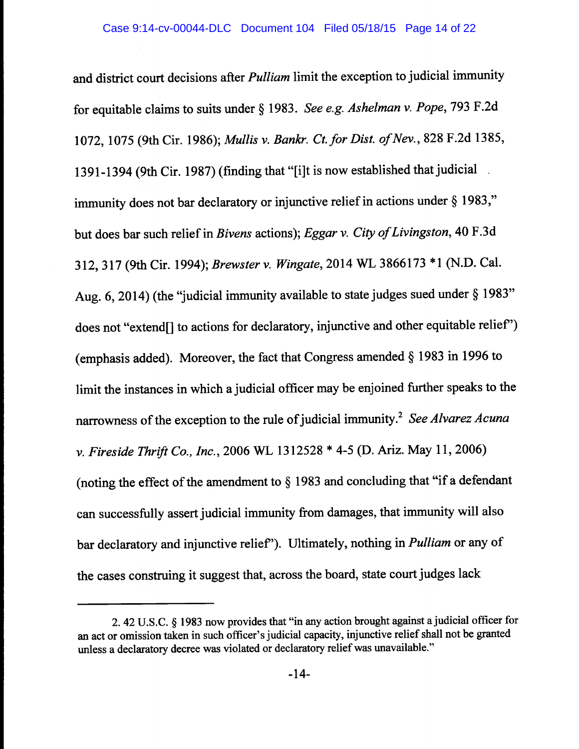and district court decisions after *Pulliam* limit the exception to judicial immunity for equitable claims to suits under § 1983. *See e.g. Ashelman v. Pope*, 793 F.2d 1072, 1075 (9th Cir. 1986); *Mullis v. Bankr. Ct. for Dist. of Nev.*, 828 F.2d 1385, 1391-1394 (9th Cir. 1987) (finding that "[i]t is now established that judicial immunity does not bar declaratory or injunctive relief in actions under § 1983," but does bar such relief in *Bivens* actions); *Eggar v. City of Livingston*, 40 F.3d 312, 317 (9th Cir. 1994); *Brewster v. Wingate*, 2014 WL 3866173 *1 (N.D. Cal. Aug. 6, 2014) (the "judicial immunity available to state judges sued under § 1983" does not "extend[] to actions for declaratory, injunctive and other equitable relief") (emphasis added). Moreover, the fact that Congress amended § 1983 in 1996 to limit the instances in which a judicial officer may be enjoined further speaks to the narrowness of the exception to the rule of judicial immunity.[2] *See Alvarez Acuna v. Fireside Thrift Co., Inc.*, 2006 WL 1312528 * 4-5 (D. Ariz. May 11, 2006) (noting the effect of the amendment to § 1983 and concluding that "if a defendant can successfully assert judicial immunity from damages, that immunity will also bar declaratory and injunctive relief"). Ultimately, nothing in *Pulliam* or any of the cases construing it suggest that, across the board, state court judges lack

---

2. 42 U.S.C. § 1983 now provides that "in any action brought against a judicial officer for an act or omission taken in such officer's judicial capacity, injunctive relief shall not be granted unless a declaratory decree was violated or declaratory relief was unavailable."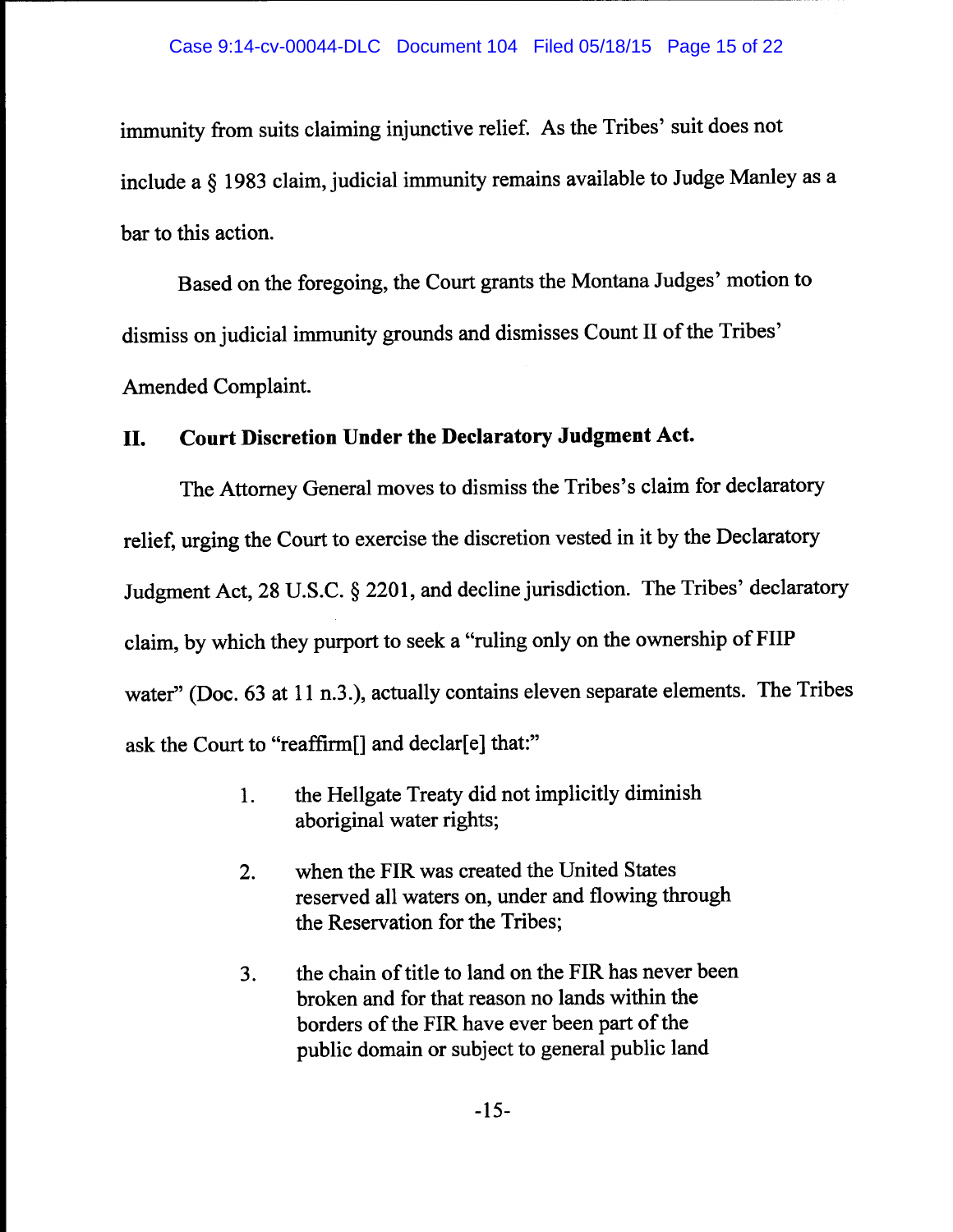immunity from suits claiming injunctive relief. As the Tribes' suit does not include a § 1983 claim, judicial immunity remains available to Judge Manley as a bar to this action.

Based on the foregoing, the Court grants the Montana Judges' motion to dismiss on judicial immunity grounds and dismisses Count II of the Tribes' Amended Complaint.

## II. Court Discretion Under the Declaratory Judgment Act.

The Attorney General moves to dismiss the Tribes's claim for declaratory relief, urging the Court to exercise the discretion vested in it by the Declaratory Judgment Act, 28 U.S.C. § 2201, and decline jurisdiction. The Tribes' declaratory claim, by which they purport to seek a "ruling only on the ownership of FIIP water" (Doc. 63 at 11 n.3.), actually contains eleven separate elements. The Tribes ask the Court to "reaffirm[] and declar[e] that:"

> 1. the Hellgate Treaty did not implicitly diminish aboriginal water rights;
>
> 2. when the FIR was created the United States reserved all waters on, under and flowing through the Reservation for the Tribes;
>
> 3. the chain of title to land on the FIR has never been broken and for that reason no lands within the borders of the FIR have ever been part of the public domain or subject to general public land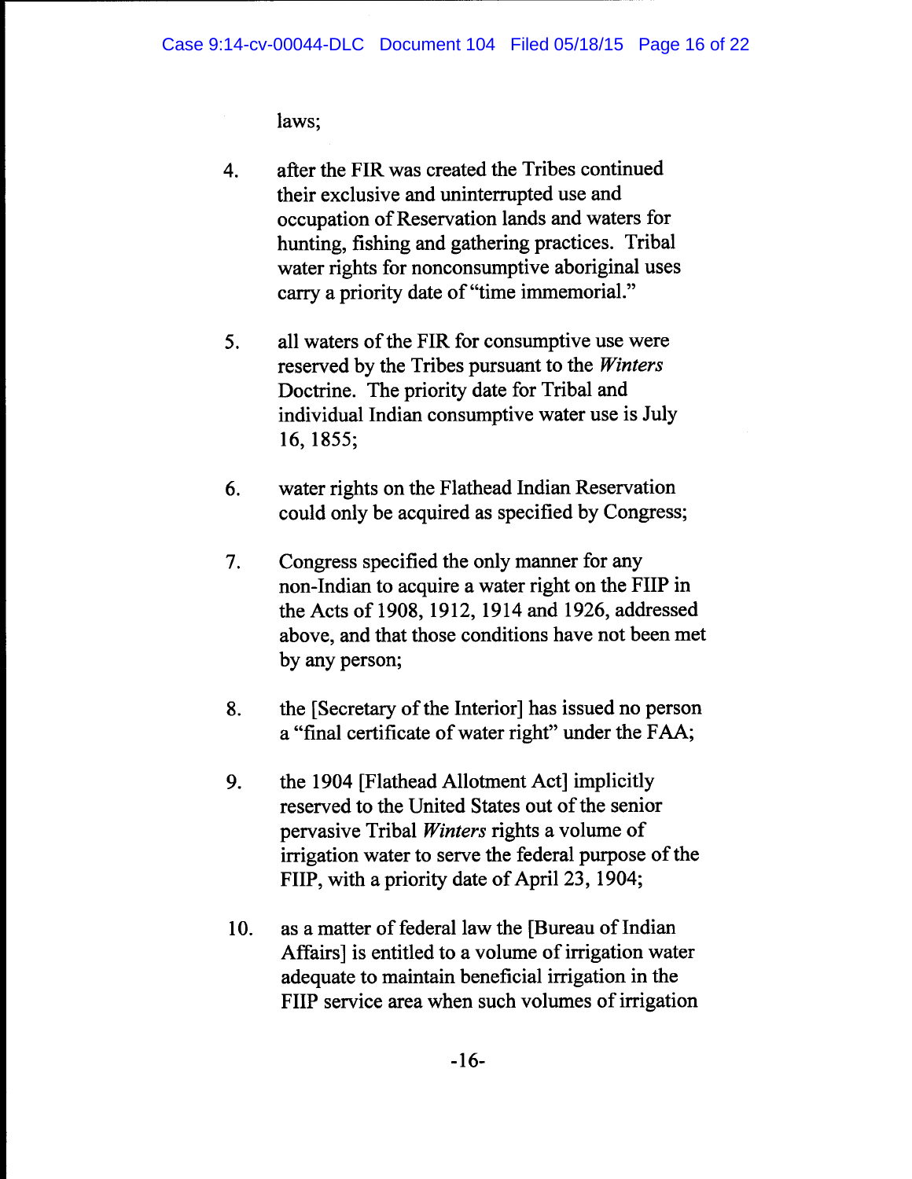laws;

4. after the FIR was created the Tribes continued their exclusive and uninterrupted use and occupation of Reservation lands and waters for hunting, fishing and gathering practices. Tribal water rights for nonconsumptive aboriginal uses carry a priority date of "time immemorial."

5. all waters of the FIR for consumptive use were reserved by the Tribes pursuant to the *Winters* Doctrine. The priority date for Tribal and individual Indian consumptive water use is July 16, 1855;

6. water rights on the Flathead Indian Reservation could only be acquired as specified by Congress;

7. Congress specified the only manner for any non-Indian to acquire a water right on the FIIP in the Acts of 1908, 1912, 1914 and 1926, addressed above, and that those conditions have not been met by any person;

8. the [Secretary of the Interior] has issued no person a "final certificate of water right" under the FAA;

9. the 1904 [Flathead Allotment Act] implicitly reserved to the United States out of the senior pervasive Tribal *Winters* rights a volume of irrigation water to serve the federal purpose of the FIIP, with a priority date of April 23, 1904;

10. as a matter of federal law the [Bureau of Indian Affairs] is entitled to a volume of irrigation water adequate to maintain beneficial irrigation in the FIIP service area when such volumes of irrigation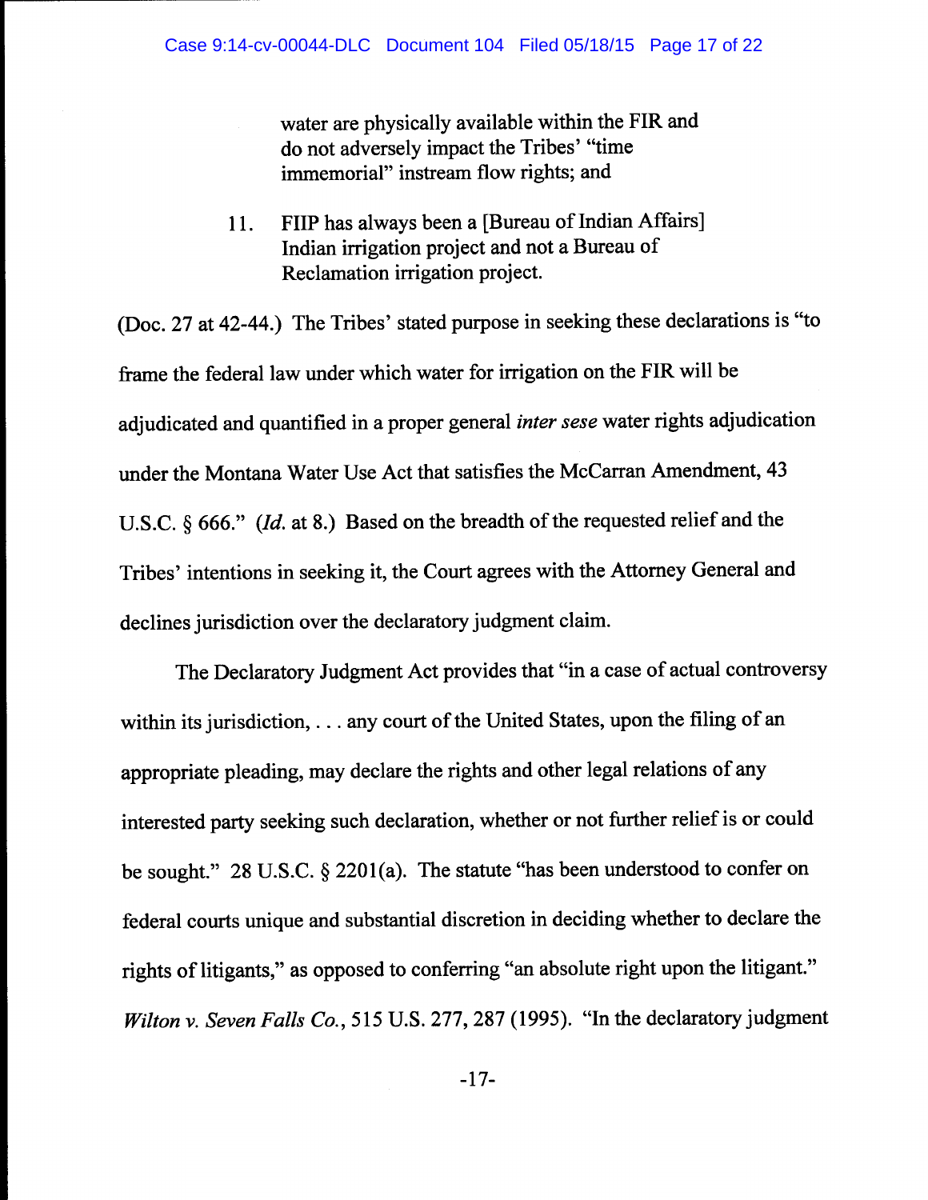water are physically available within the FIR and do not adversely impact the Tribes' "time immemorial" instream flow rights; and

11. FIIP has always been a [Bureau of Indian Affairs] Indian irrigation project and not a Bureau of Reclamation irrigation project.

(Doc. 27 at 42-44.) The Tribes' stated purpose in seeking these declarations is "to frame the federal law under which water for irrigation on the FIR will be adjudicated and quantified in a proper general *inter sese* water rights adjudication under the Montana Water Use Act that satisfies the McCarran Amendment, 43 U.S.C. § 666." (*Id.* at 8.) Based on the breadth of the requested relief and the Tribes' intentions in seeking it, the Court agrees with the Attorney General and declines jurisdiction over the declaratory judgment claim.

The Declaratory Judgment Act provides that "in a case of actual controversy within its jurisdiction, . . . any court of the United States, upon the filing of an appropriate pleading, may declare the rights and other legal relations of any interested party seeking such declaration, whether or not further relief is or could be sought." 28 U.S.C. § 2201(a). The statute "has been understood to confer on federal courts unique and substantial discretion in deciding whether to declare the rights of litigants," as opposed to conferring "an absolute right upon the litigant." *Wilton v. Seven Falls Co.*, 515 U.S. 277, 287 (1995). "In the declaratory judgment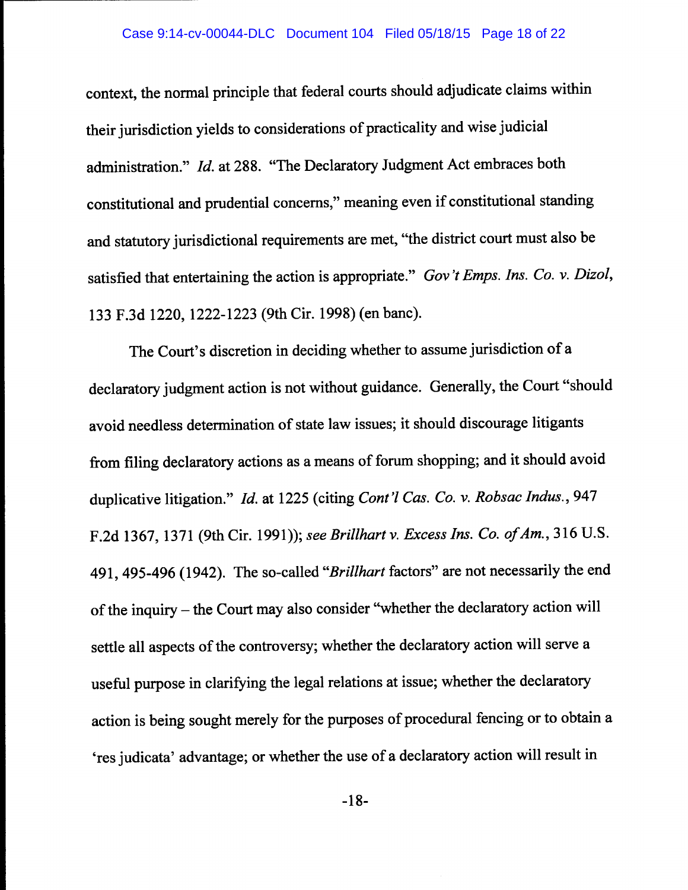context, the normal principle that federal courts should adjudicate claims within their jurisdiction yields to considerations of practicality and wise judicial administration." *Id.* at 288. "The Declaratory Judgment Act embraces both constitutional and prudential concerns," meaning even if constitutional standing and statutory jurisdictional requirements are met, "the district court must also be satisfied that entertaining the action is appropriate." *Gov't Emps. Ins. Co. v. Dizol*, 133 F.3d 1220, 1222-1223 (9th Cir. 1998) (en banc).

The Court's discretion in deciding whether to assume jurisdiction of a declaratory judgment action is not without guidance. Generally, the Court "should avoid needless determination of state law issues; it should discourage litigants from filing declaratory actions as a means of forum shopping; and it should avoid duplicative litigation." *Id.* at 1225 (citing *Cont'l Cas. Co. v. Robsac Indus.*, 947 F.2d 1367, 1371 (9th Cir. 1991)); *see Brillhart v. Excess Ins. Co. of Am.*, 316 U.S. 491, 495-496 (1942). The so-called "*Brillhart* factors" are not necessarily the end of the inquiry – the Court may also consider "whether the declaratory action will settle all aspects of the controversy; whether the declaratory action will serve a useful purpose in clarifying the legal relations at issue; whether the declaratory action is being sought merely for the purposes of procedural fencing or to obtain a 'res judicata' advantage; or whether the use of a declaratory action will result in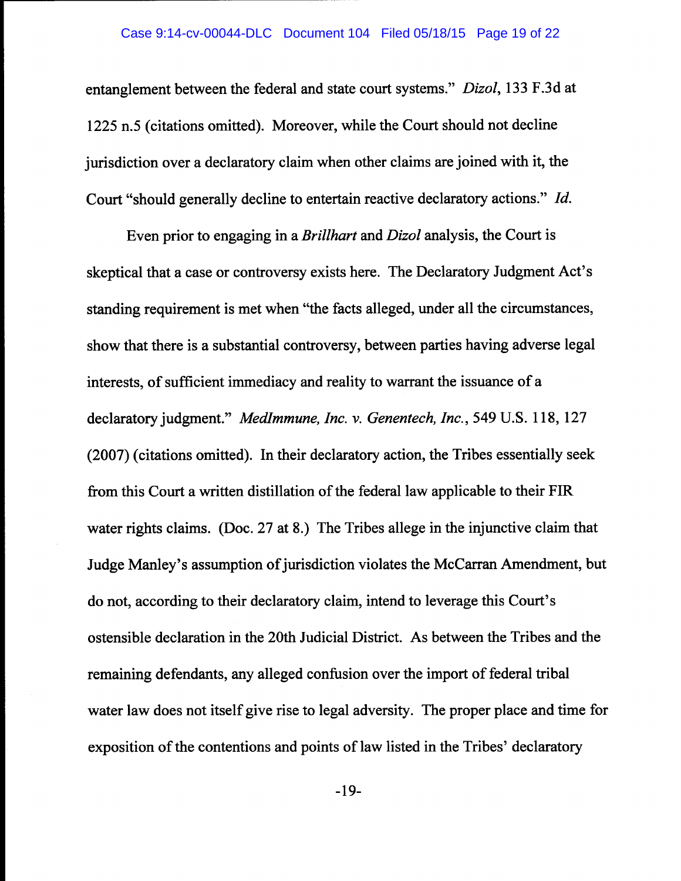entanglement between the federal and state court systems." *Dizol*, 133 F.3d at 1225 n.5 (citations omitted). Moreover, while the Court should not decline jurisdiction over a declaratory claim when other claims are joined with it, the Court "should generally decline to entertain reactive declaratory actions." *Id.*

Even prior to engaging in a *Brillhart* and *Dizol* analysis, the Court is skeptical that a case or controversy exists here. The Declaratory Judgment Act's standing requirement is met when "the facts alleged, under all the circumstances, show that there is a substantial controversy, between parties having adverse legal interests, of sufficient immediacy and reality to warrant the issuance of a declaratory judgment." *MedImmune, Inc. v. Genentech, Inc.*, 549 U.S. 118, 127 (2007) (citations omitted). In their declaratory action, the Tribes essentially seek from this Court a written distillation of the federal law applicable to their FIR water rights claims. (Doc. 27 at 8.) The Tribes allege in the injunctive claim that Judge Manley's assumption of jurisdiction violates the McCarran Amendment, but do not, according to their declaratory claim, intend to leverage this Court's ostensible declaration in the 20th Judicial District. As between the Tribes and the remaining defendants, any alleged confusion over the import of federal tribal water law does not itself give rise to legal adversity. The proper place and time for exposition of the contentions and points of law listed in the Tribes' declaratory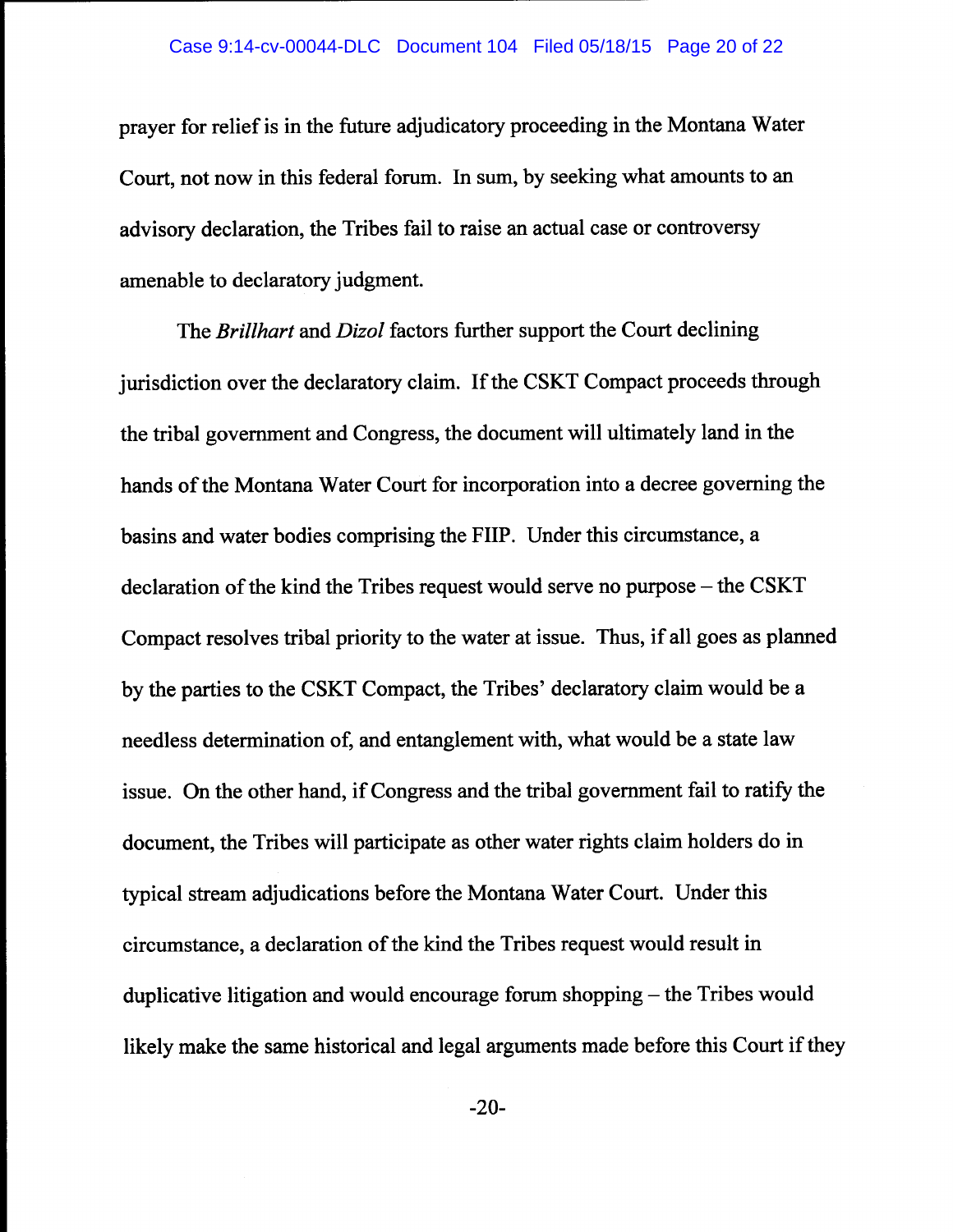prayer for relief is in the future adjudicatory proceeding in the Montana Water Court, not now in this federal forum. In sum, by seeking what amounts to an advisory declaration, the Tribes fail to raise an actual case or controversy amenable to declaratory judgment.

The *Brillhart* and *Dizol* factors further support the Court declining jurisdiction over the declaratory claim. If the CSKT Compact proceeds through the tribal government and Congress, the document will ultimately land in the hands of the Montana Water Court for incorporation into a decree governing the basins and water bodies comprising the FIIP. Under this circumstance, a declaration of the kind the Tribes request would serve no purpose – the CSKT Compact resolves tribal priority to the water at issue. Thus, if all goes as planned by the parties to the CSKT Compact, the Tribes' declaratory claim would be a needless determination of, and entanglement with, what would be a state law issue. On the other hand, if Congress and the tribal government fail to ratify the document, the Tribes will participate as other water rights claim holders do in typical stream adjudications before the Montana Water Court. Under this circumstance, a declaration of the kind the Tribes request would result in duplicative litigation and would encourage forum shopping – the Tribes would likely make the same historical and legal arguments made before this Court if they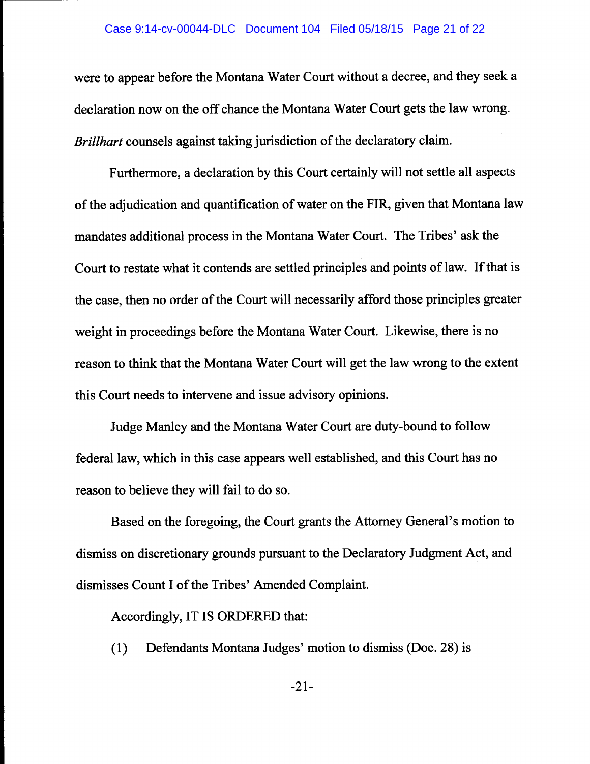were to appear before the Montana Water Court without a decree, and they seek a declaration now on the off chance the Montana Water Court gets the law wrong. *Brillhart* counsels against taking jurisdiction of the declaratory claim.

Furthermore, a declaration by this Court certainly will not settle all aspects of the adjudication and quantification of water on the FIR, given that Montana law mandates additional process in the Montana Water Court. The Tribes' ask the Court to restate what it contends are settled principles and points of law. If that is the case, then no order of the Court will necessarily afford those principles greater weight in proceedings before the Montana Water Court. Likewise, there is no reason to think that the Montana Water Court will get the law wrong to the extent this Court needs to intervene and issue advisory opinions.

Judge Manley and the Montana Water Court are duty-bound to follow federal law, which in this case appears well established, and this Court has no reason to believe they will fail to do so.

Based on the foregoing, the Court grants the Attorney General's motion to dismiss on discretionary grounds pursuant to the Declaratory Judgment Act, and dismisses Count I of the Tribes' Amended Complaint.

Accordingly, IT IS ORDERED that:

(1) Defendants Montana Judges' motion to dismiss (Doc. 28) is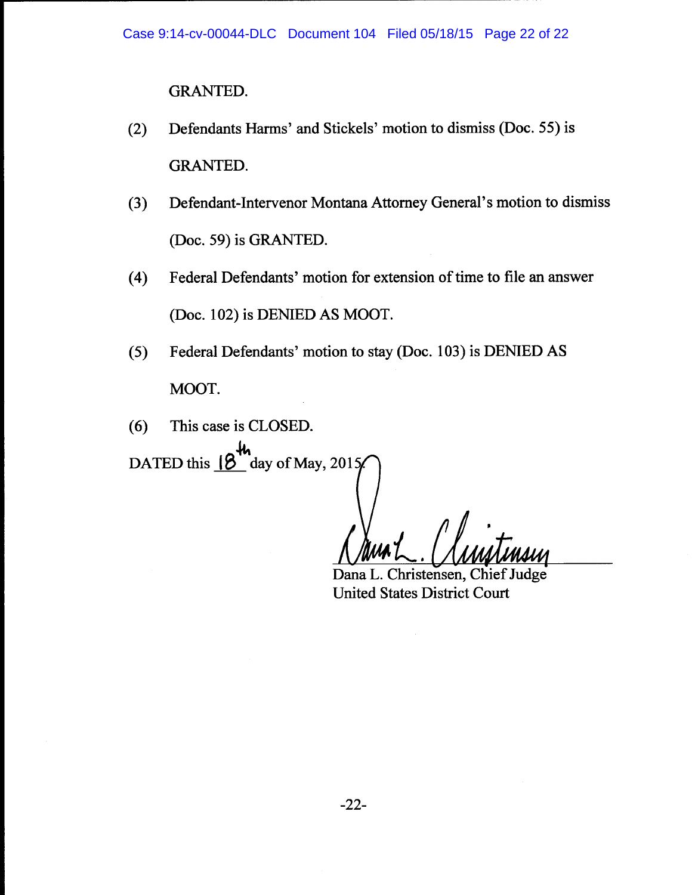GRANTED.

(2) Defendants Harms' and Stickels' motion to dismiss (Doc. 55) is GRANTED.

(3) Defendant-Intervenor Montana Attorney General's motion to dismiss (Doc. 59) is GRANTED.

(4) Federal Defendants' motion for extension of time to file an answer (Doc. 102) is DENIED AS MOOT.

(5) Federal Defendants' motion to stay (Doc. 103) is DENIED AS MOOT.

(6) This case is CLOSED.

DATED this 18th day of May, 2015.

Dana L. Christensen, Chief Judge
United States District Court